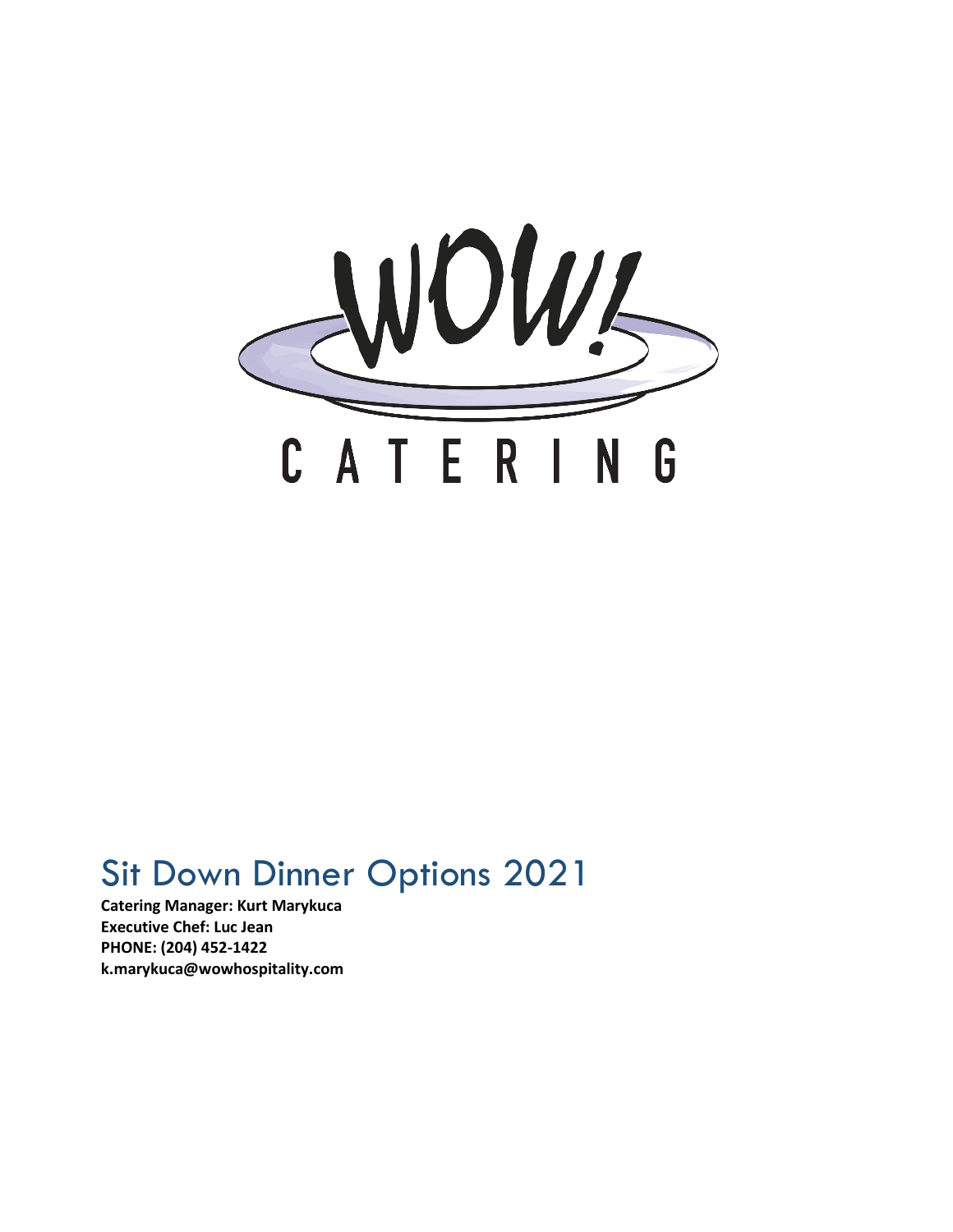# WOW! CATERING

## Sit Down Dinner Options 2021

**Catering Manager: Kurt Marykuca**
**Executive Chef: Luc Jean**
**PHONE: (204) 452-1422**
**k.marykuca@wowhospitality.com**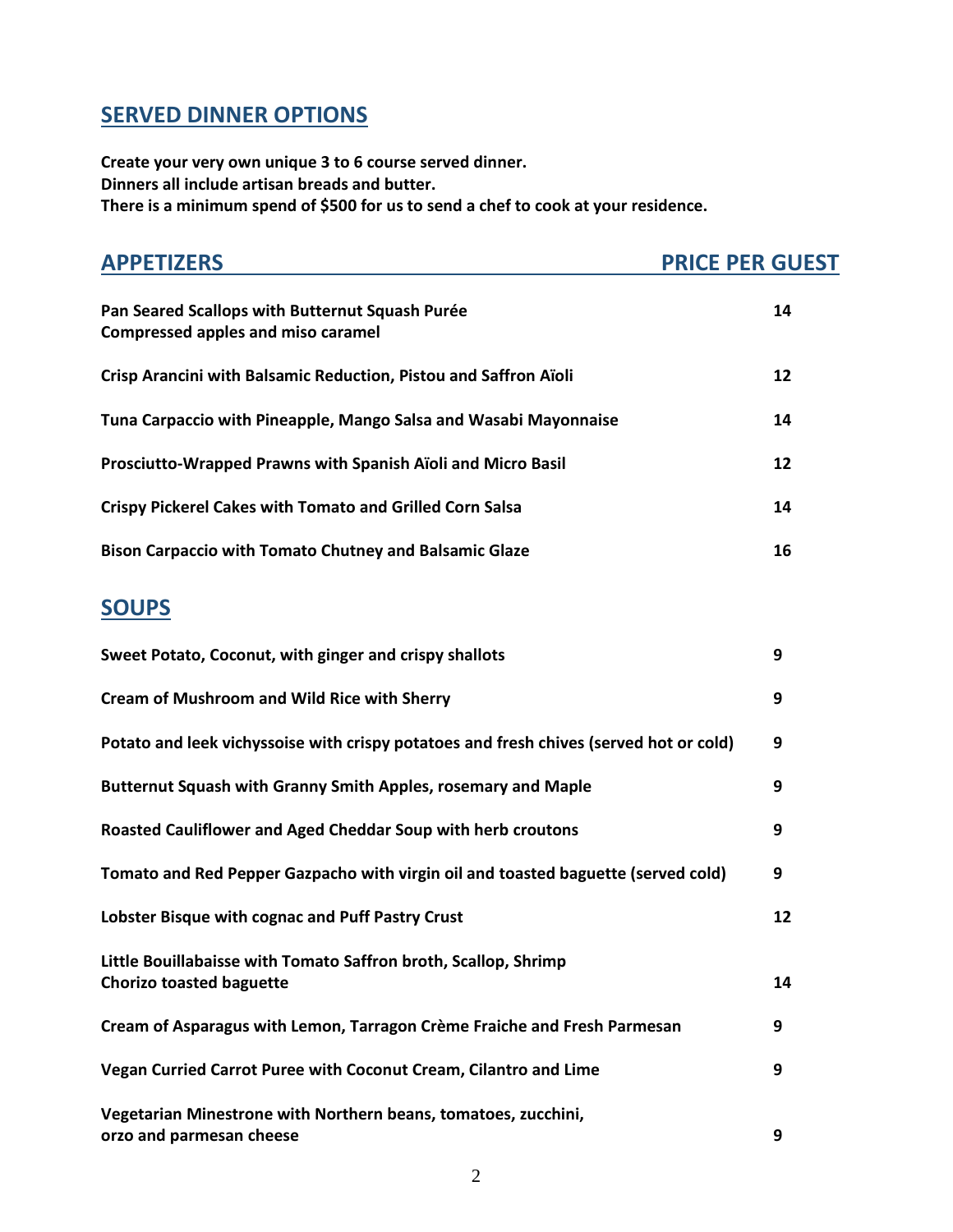## SERVED DINNER OPTIONS

**Create your very own unique 3 to 6 course served dinner.**
**Dinners all include artisan breads and butter.**
**There is a minimum spend of $500 for us to send a chef to cook at your residence.**

| APPETIZERS | PRICE PER GUEST |
| --- | --- |
| **Pan Seared Scallops with Butternut Squash Purée**<br>**Compressed apples and miso caramel** | 14 |
| **Crisp Arancini with Balsamic Reduction, Pistou and Saffron Aïoli** | 12 |
| **Tuna Carpaccio with Pineapple, Mango Salsa and Wasabi Mayonnaise** | 14 |
| **Prosciutto-Wrapped Prawns with Spanish Aïoli and Micro Basil** | 12 |
| **Crispy Pickerel Cakes with Tomato and Grilled Corn Salsa** | 14 |
| **Bison Carpaccio with Tomato Chutney and Balsamic Glaze** | 16 |

## SOUPS

| | |
| --- | --- |
| **Sweet Potato, Coconut, with ginger and crispy shallots** | 9 |
| **Cream of Mushroom and Wild Rice with Sherry** | 9 |
| **Potato and leek vichyssoise with crispy potatoes and fresh chives (served hot or cold)** | 9 |
| **Butternut Squash with Granny Smith Apples, rosemary and Maple** | 9 |
| **Roasted Cauliflower and Aged Cheddar Soup with herb croutons** | 9 |
| **Tomato and Red Pepper Gazpacho with virgin oil and toasted baguette (served cold)** | 9 |
| **Lobster Bisque with cognac and Puff Pastry Crust** | 12 |
| **Little Bouillabaisse with Tomato Saffron broth, Scallop, Shrimp**<br>**Chorizo toasted baguette** | 14 |
| **Cream of Asparagus with Lemon, Tarragon Crème Fraiche and Fresh Parmesan** | 9 |
| **Vegan Curried Carrot Puree with Coconut Cream, Cilantro and Lime** | 9 |
| **Vegetarian Minestrone with Northern beans, tomatoes, zucchini,**<br>**orzo and parmesan cheese** | 9 |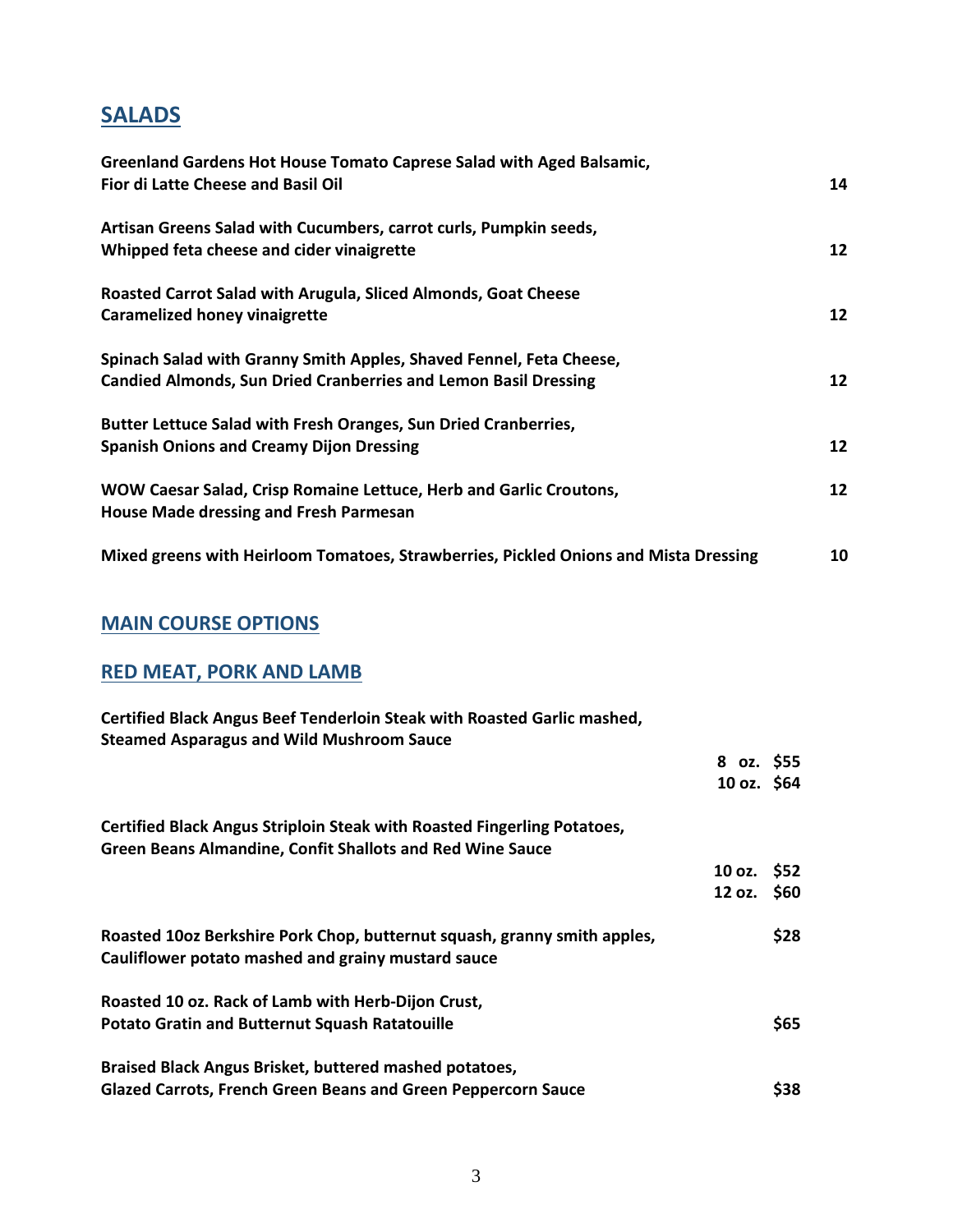## SALADS

**Greenland Gardens Hot House Tomato Caprese Salad with Aged Balsamic, Fior di Latte Cheese and Basil Oil** **14**

**Artisan Greens Salad with Cucumbers, carrot curls, Pumpkin seeds, Whipped feta cheese and cider vinaigrette** **12**

**Roasted Carrot Salad with Arugula, Sliced Almonds, Goat Cheese Caramelized honey vinaigrette** **12**

**Spinach Salad with Granny Smith Apples, Shaved Fennel, Feta Cheese, Candied Almonds, Sun Dried Cranberries and Lemon Basil Dressing** **12**

**Butter Lettuce Salad with Fresh Oranges, Sun Dried Cranberries, Spanish Onions and Creamy Dijon Dressing** **12**

**WOW Caesar Salad, Crisp Romaine Lettuce, Herb and Garlic Croutons, House Made dressing and Fresh Parmesan** **12**

**Mixed greens with Heirloom Tomatoes, Strawberries, Pickled Onions and Mista Dressing** **10**

## MAIN COURSE OPTIONS

## RED MEAT, PORK AND LAMB

**Certified Black Angus Beef Tenderloin Steak with Roasted Garlic mashed, Steamed Asparagus and Wild Mushroom Sauce**

**8 oz. $55**
**10 oz. $64**

**Certified Black Angus Striploin Steak with Roasted Fingerling Potatoes, Green Beans Almandine, Confit Shallots and Red Wine Sauce**

**10 oz. $52**
**12 oz. $60**

**Roasted 10oz Berkshire Pork Chop, butternut squash, granny smith apples, Cauliflower potato mashed and grainy mustard sauce** **$28**

**Roasted 10 oz. Rack of Lamb with Herb-Dijon Crust, Potato Gratin and Butternut Squash Ratatouille** **$65**

**Braised Black Angus Brisket, buttered mashed potatoes, Glazed Carrots, French Green Beans and Green Peppercorn Sauce** **$38**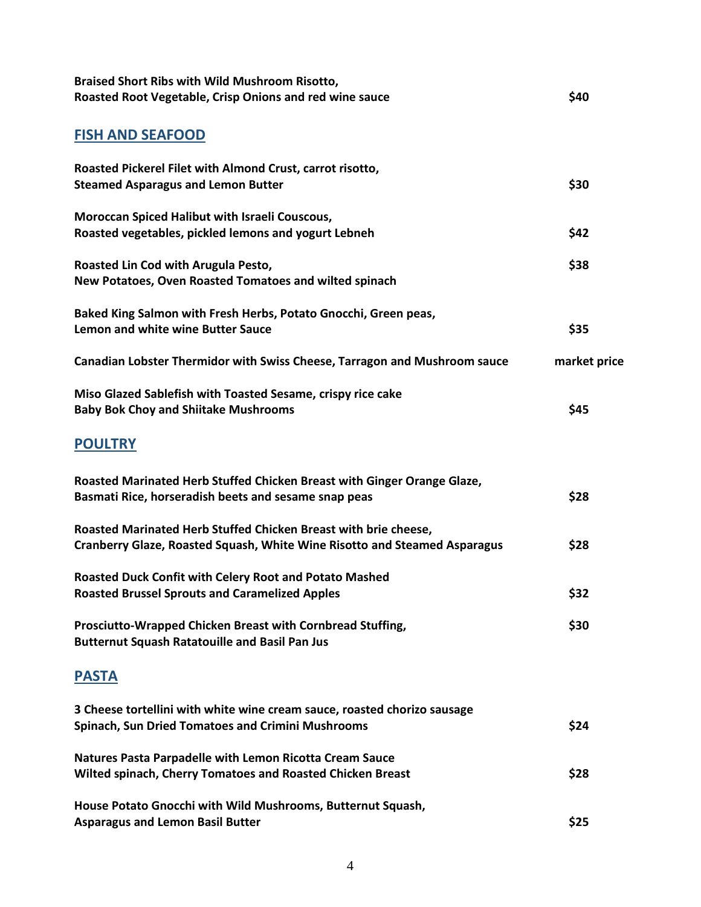**Braised Short Ribs with Wild Mushroom Risotto,**
**Roasted Root Vegetable, Crisp Onions and red wine sauce** **$40**

## FISH AND SEAFOOD

**Roasted Pickerel Filet with Almond Crust, carrot risotto,**
**Steamed Asparagus and Lemon Butter** **$30**

**Moroccan Spiced Halibut with Israeli Couscous,**
**Roasted vegetables, pickled lemons and yogurt Lebneh** **$42**

**Roasted Lin Cod with Arugula Pesto,** **$38**
**New Potatoes, Oven Roasted Tomatoes and wilted spinach**

**Baked King Salmon with Fresh Herbs, Potato Gnocchi, Green peas,**
**Lemon and white wine Butter Sauce** **$35**

**Canadian Lobster Thermidor with Swiss Cheese, Tarragon and Mushroom sauce** **market price**

**Miso Glazed Sablefish with Toasted Sesame, crispy rice cake**
**Baby Bok Choy and Shiitake Mushrooms** **$45**

## POULTRY

**Roasted Marinated Herb Stuffed Chicken Breast with Ginger Orange Glaze,**
**Basmati Rice, horseradish beets and sesame snap peas** **$28**

**Roasted Marinated Herb Stuffed Chicken Breast with brie cheese,**
**Cranberry Glaze, Roasted Squash, White Wine Risotto and Steamed Asparagus** **$28**

**Roasted Duck Confit with Celery Root and Potato Mashed**
**Roasted Brussel Sprouts and Caramelized Apples** **$32**

**Prosciutto-Wrapped Chicken Breast with Cornbread Stuffing,** **$30**
**Butternut Squash Ratatouille and Basil Pan Jus**

## PASTA

**3 Cheese tortellini with white wine cream sauce, roasted chorizo sausage**
**Spinach, Sun Dried Tomatoes and Crimini Mushrooms** **$24**

**Natures Pasta Parpadelle with Lemon Ricotta Cream Sauce**
**Wilted spinach, Cherry Tomatoes and Roasted Chicken Breast** **$28**

**House Potato Gnocchi with Wild Mushrooms, Butternut Squash,**
**Asparagus and Lemon Basil Butter** **$25**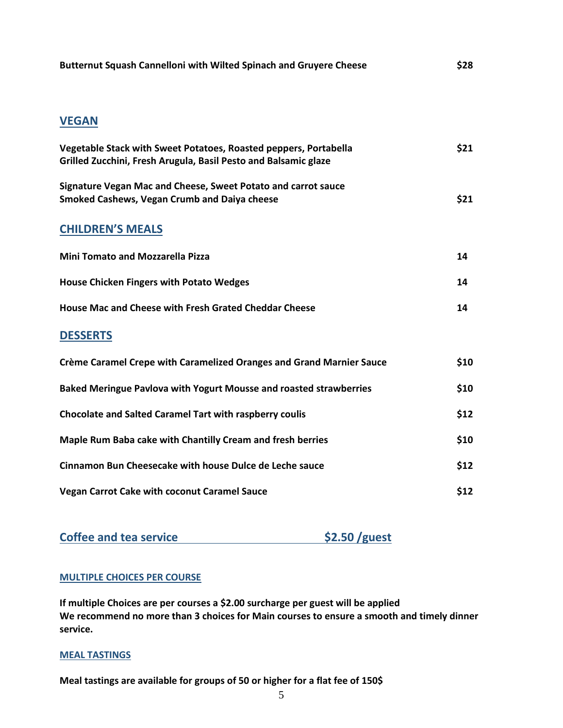**Butternut Squash Cannelloni with Wilted Spinach and Gruyere Cheese** **$28**

## VEGAN

**Vegetable Stack with Sweet Potatoes, Roasted peppers, Portabella Grilled Zucchini, Fresh Arugula, Basil Pesto and Balsamic glaze** **$21**

**Signature Vegan Mac and Cheese, Sweet Potato and carrot sauce Smoked Cashews, Vegan Crumb and Daiya cheese** **$21**

## CHILDREN'S MEALS

**Mini Tomato and Mozzarella Pizza** **14**

**House Chicken Fingers with Potato Wedges** **14**

**House Mac and Cheese with Fresh Grated Cheddar Cheese** **14**

## DESSERTS

**Crème Caramel Crepe with Caramelized Oranges and Grand Marnier Sauce** **$10**

**Baked Meringue Pavlova with Yogurt Mousse and roasted strawberries** **$10**

**Chocolate and Salted Caramel Tart with raspberry coulis** **$12**

**Maple Rum Baba cake with Chantilly Cream and fresh berries** **$10**

**Cinnamon Bun Cheesecake with house Dulce de Leche sauce** **$12**

**Vegan Carrot Cake with coconut Caramel Sauce** **$12**

## Coffee and tea service $2.50 /guest

### MULTIPLE CHOICES PER COURSE

**If multiple Choices are per courses a $2.00 surcharge per guest will be applied**
**We recommend no more than 3 choices for Main courses to ensure a smooth and timely dinner service.**

### MEAL TASTINGS

**Meal tastings are available for groups of 50 or higher for a flat fee of 150$**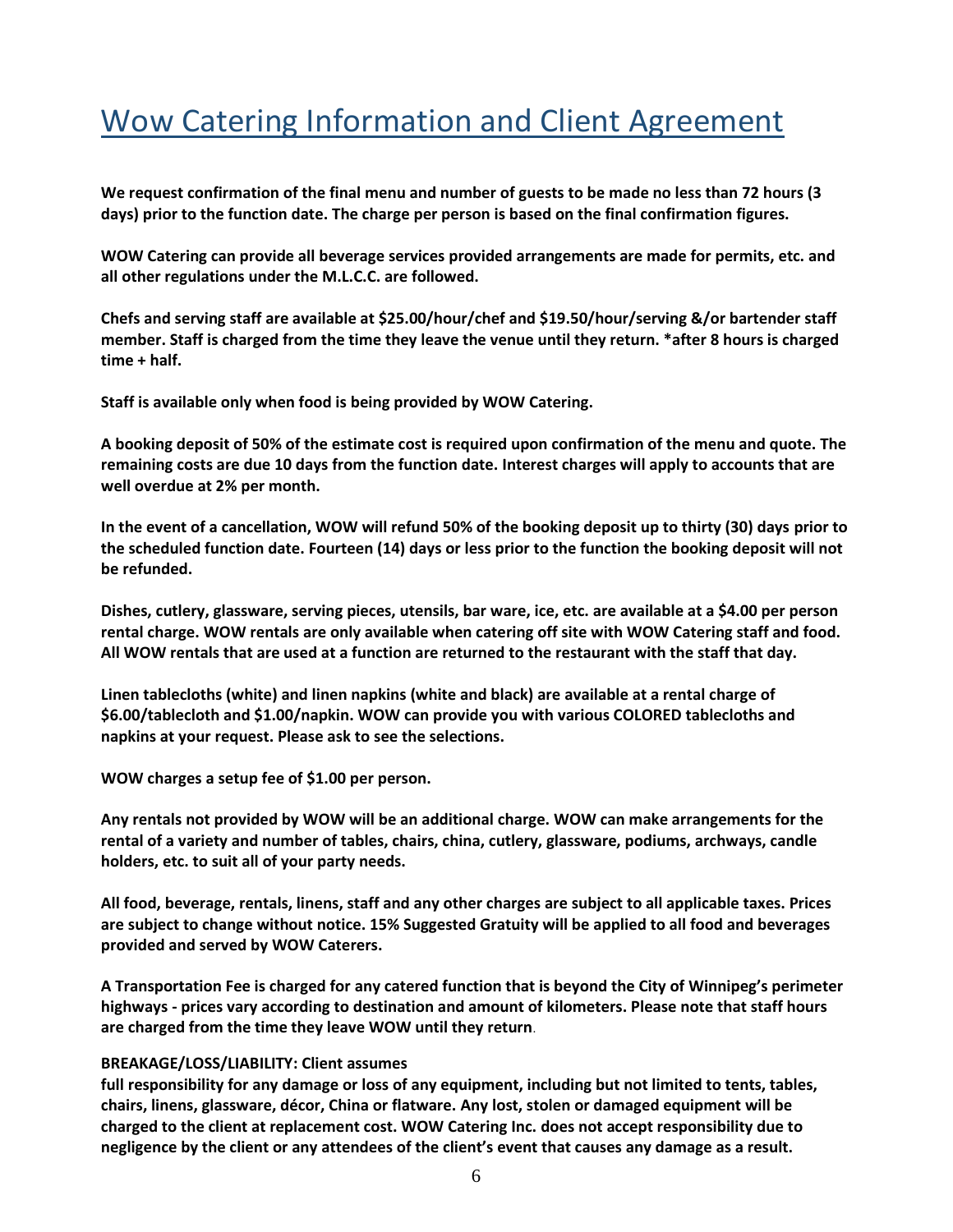# Wow Catering Information and Client Agreement

**We request confirmation of the final menu and number of guests to be made no less than 72 hours (3 days) prior to the function date. The charge per person is based on the final confirmation figures.**

**WOW Catering can provide all beverage services provided arrangements are made for permits, etc. and all other regulations under the M.L.C.C. are followed.**

**Chefs and serving staff are available at $25.00/hour/chef and $19.50/hour/serving &/or bartender staff member. Staff is charged from the time they leave the venue until they return. *after 8 hours is charged time + half.**

**Staff is available only when food is being provided by WOW Catering.**

**A booking deposit of 50% of the estimate cost is required upon confirmation of the menu and quote. The remaining costs are due 10 days from the function date. Interest charges will apply to accounts that are well overdue at 2% per month.**

**In the event of a cancellation, WOW will refund 50% of the booking deposit up to thirty (30) days prior to the scheduled function date. Fourteen (14) days or less prior to the function the booking deposit will not be refunded.**

**Dishes, cutlery, glassware, serving pieces, utensils, bar ware, ice, etc. are available at a $4.00 per person rental charge. WOW rentals are only available when catering off site with WOW Catering staff and food. All WOW rentals that are used at a function are returned to the restaurant with the staff that day.**

**Linen tablecloths (white) and linen napkins (white and black) are available at a rental charge of $6.00/tablecloth and $1.00/napkin. WOW can provide you with various COLORED tablecloths and napkins at your request. Please ask to see the selections.**

**WOW charges a setup fee of $1.00 per person.**

**Any rentals not provided by WOW will be an additional charge. WOW can make arrangements for the rental of a variety and number of tables, chairs, china, cutlery, glassware, podiums, archways, candle holders, etc. to suit all of your party needs.**

**All food, beverage, rentals, linens, staff and any other charges are subject to all applicable taxes. Prices are subject to change without notice. 15% Suggested Gratuity will be applied to all food and beverages provided and served by WOW Caterers.**

**A Transportation Fee is charged for any catered function that is beyond the City of Winnipeg's perimeter highways - prices vary according to destination and amount of kilometers. Please note that staff hours are charged from the time they leave WOW until they return**.

**BREAKAGE/LOSS/LIABILITY: Client assumes full responsibility for any damage or loss of any equipment, including but not limited to tents, tables, chairs, linens, glassware, décor, China or flatware. Any lost, stolen or damaged equipment will be charged to the client at replacement cost. WOW Catering Inc. does not accept responsibility due to negligence by the client or any attendees of the client's event that causes any damage as a result.**